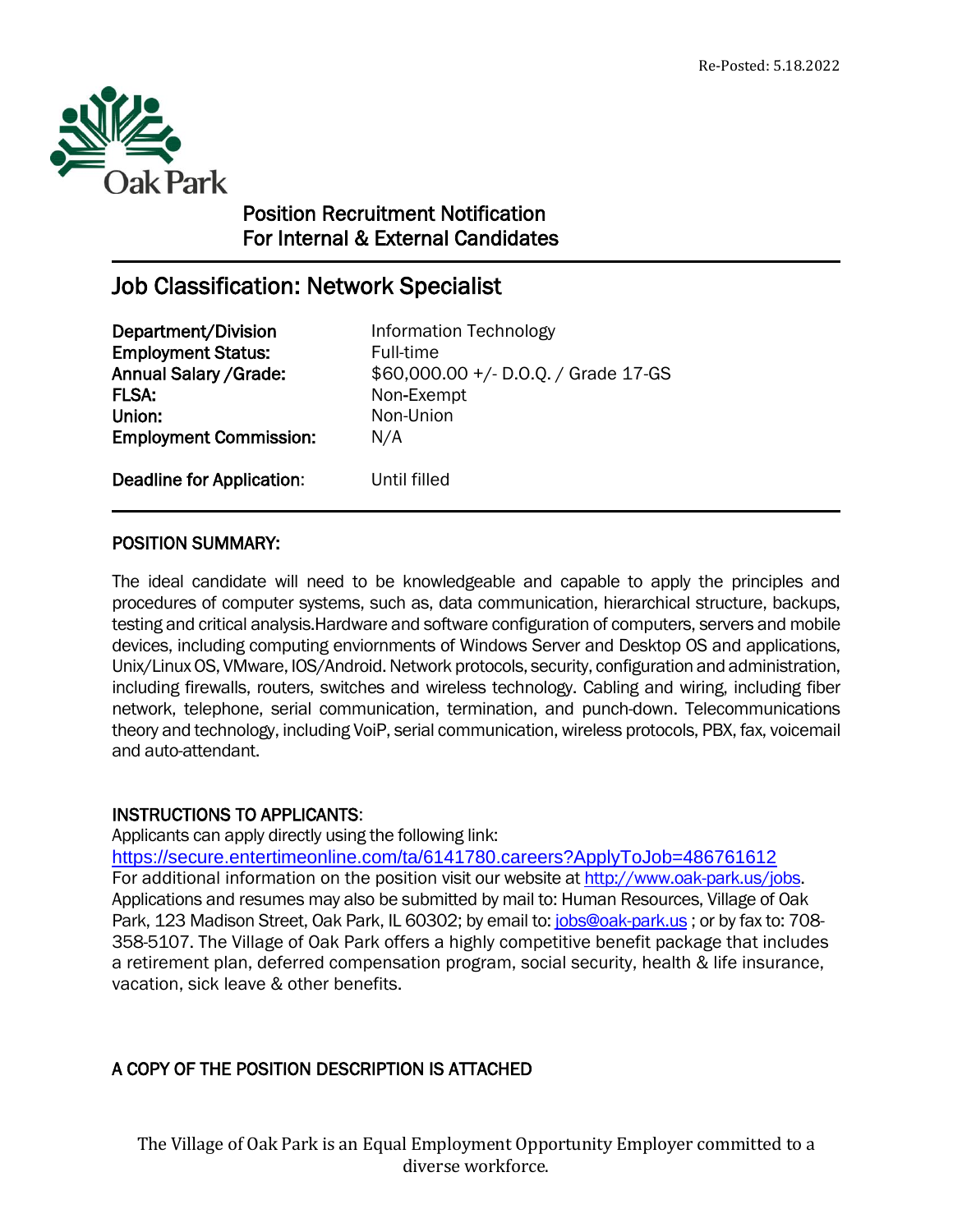Re-Posted: 5.18.2022

Oak Park

## Position Recruitment Notification
## For Internal & External Candidates

# Job Classification: Network Specialist

| | |
|---|---|
| **Department/Division** | Information Technology |
| **Employment Status:** | Full-time |
| **Annual Salary /Grade:** | $60,000.00 +/- D.O.Q. / Grade 17-GS |
| **FLSA:** | Non-Exempt |
| **Union:** | Non-Union |
| **Employment Commission:** | N/A |
| **Deadline for Application**: | Until filled |

## POSITION SUMMARY:

The ideal candidate will need to be knowledgeable and capable to apply the principles and procedures of computer systems, such as, data communication, hierarchical structure, backups, testing and critical analysis.Hardware and software configuration of computers, servers and mobile devices, including computing enviornments of Windows Server and Desktop OS and applications, Unix/Linux OS, VMware, IOS/Android. Network protocols, security, configuration and administration, including firewalls, routers, switches and wireless technology. Cabling and wiring, including fiber network, telephone, serial communication, termination, and punch-down. Telecommunications theory and technology, including VoiP, serial communication, wireless protocols, PBX, fax, voicemail and auto-attendant.

## INSTRUCTIONS TO APPLICANTS:

Applicants can apply directly using the following link:
https://secure.entertimeonline.com/ta/6141780.careers?ApplyToJob=486761612
For additional information on the position visit our website at http://www.oak-park.us/jobs. Applications and resumes may also be submitted by mail to: Human Resources, Village of Oak Park, 123 Madison Street, Oak Park, IL 60302; by email to: jobs@oak-park.us ; or by fax to: 708-358-5107. The Village of Oak Park offers a highly competitive benefit package that includes a retirement plan, deferred compensation program, social security, health & life insurance, vacation, sick leave & other benefits.

## A COPY OF THE POSITION DESCRIPTION IS ATTACHED

The Village of Oak Park is an Equal Employment Opportunity Employer committed to a diverse workforce.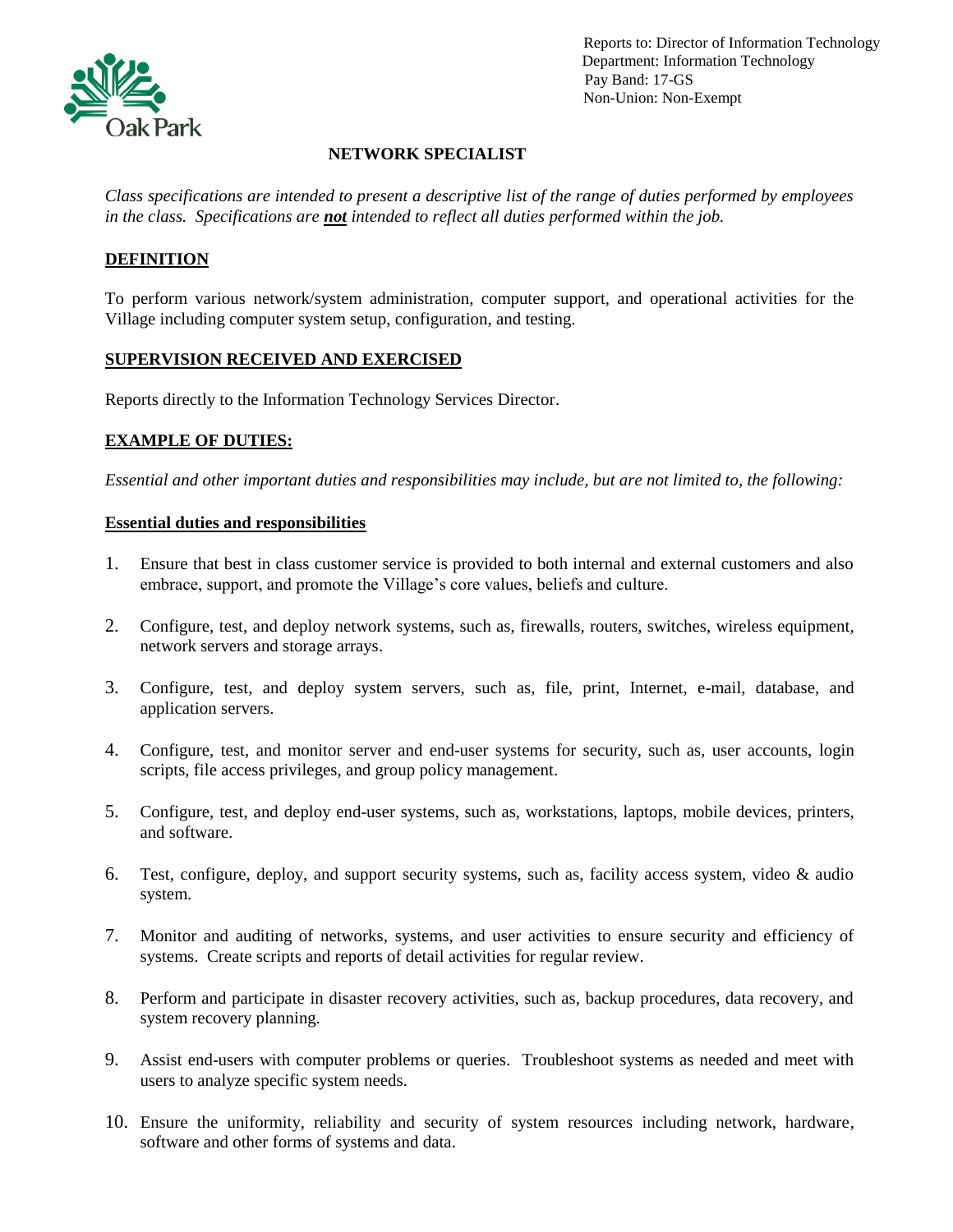Reports to: Director of Information Technology
Department: Information Technology
Pay Band: 17-GS
Non-Union: Non-Exempt

# NETWORK SPECIALIST

*Class specifications are intended to present a descriptive list of the range of duties performed by employees in the class. Specifications are* ***not*** *intended to reflect all duties performed within the job.*

## DEFINITION

To perform various network/system administration, computer support, and operational activities for the Village including computer system setup, configuration, and testing.

## SUPERVISION RECEIVED AND EXERCISED

Reports directly to the Information Technology Services Director.

## EXAMPLE OF DUTIES:

*Essential and other important duties and responsibilities may include, but are not limited to, the following:*

### Essential duties and responsibilities

1. Ensure that best in class customer service is provided to both internal and external customers and also embrace, support, and promote the Village's core values, beliefs and culture.
2. Configure, test, and deploy network systems, such as, firewalls, routers, switches, wireless equipment, network servers and storage arrays.
3. Configure, test, and deploy system servers, such as, file, print, Internet, e-mail, database, and application servers.
4. Configure, test, and monitor server and end-user systems for security, such as, user accounts, login scripts, file access privileges, and group policy management.
5. Configure, test, and deploy end-user systems, such as, workstations, laptops, mobile devices, printers, and software.
6. Test, configure, deploy, and support security systems, such as, facility access system, video & audio system.
7. Monitor and auditing of networks, systems, and user activities to ensure security and efficiency of systems. Create scripts and reports of detail activities for regular review.
8. Perform and participate in disaster recovery activities, such as, backup procedures, data recovery, and system recovery planning.
9. Assist end-users with computer problems or queries. Troubleshoot systems as needed and meet with users to analyze specific system needs.
10. Ensure the uniformity, reliability and security of system resources including network, hardware, software and other forms of systems and data.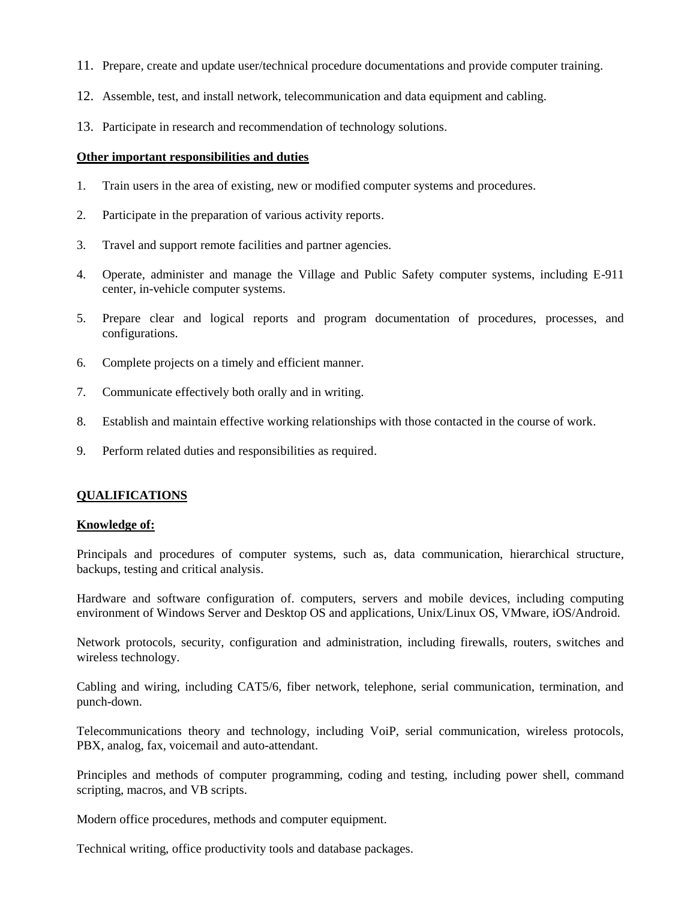11. Prepare, create and update user/technical procedure documentations and provide computer training.

12. Assemble, test, and install network, telecommunication and data equipment and cabling.

13. Participate in research and recommendation of technology solutions.

**Other important responsibilities and duties**

1. Train users in the area of existing, new or modified computer systems and procedures.

2. Participate in the preparation of various activity reports.

3. Travel and support remote facilities and partner agencies.

4. Operate, administer and manage the Village and Public Safety computer systems, including E-911 center, in-vehicle computer systems.

5. Prepare clear and logical reports and program documentation of procedures, processes, and configurations.

6. Complete projects on a timely and efficient manner.

7. Communicate effectively both orally and in writing.

8. Establish and maintain effective working relationships with those contacted in the course of work.

9. Perform related duties and responsibilities as required.

## QUALIFICATIONS

**Knowledge of:**

Principals and procedures of computer systems, such as, data communication, hierarchical structure, backups, testing and critical analysis.

Hardware and software configuration of. computers, servers and mobile devices, including computing environment of Windows Server and Desktop OS and applications, Unix/Linux OS, VMware, iOS/Android.

Network protocols, security, configuration and administration, including firewalls, routers, switches and wireless technology.

Cabling and wiring, including CAT5/6, fiber network, telephone, serial communication, termination, and punch-down.

Telecommunications theory and technology, including VoiP, serial communication, wireless protocols, PBX, analog, fax, voicemail and auto-attendant.

Principles and methods of computer programming, coding and testing, including power shell, command scripting, macros, and VB scripts.

Modern office procedures, methods and computer equipment.

Technical writing, office productivity tools and database packages.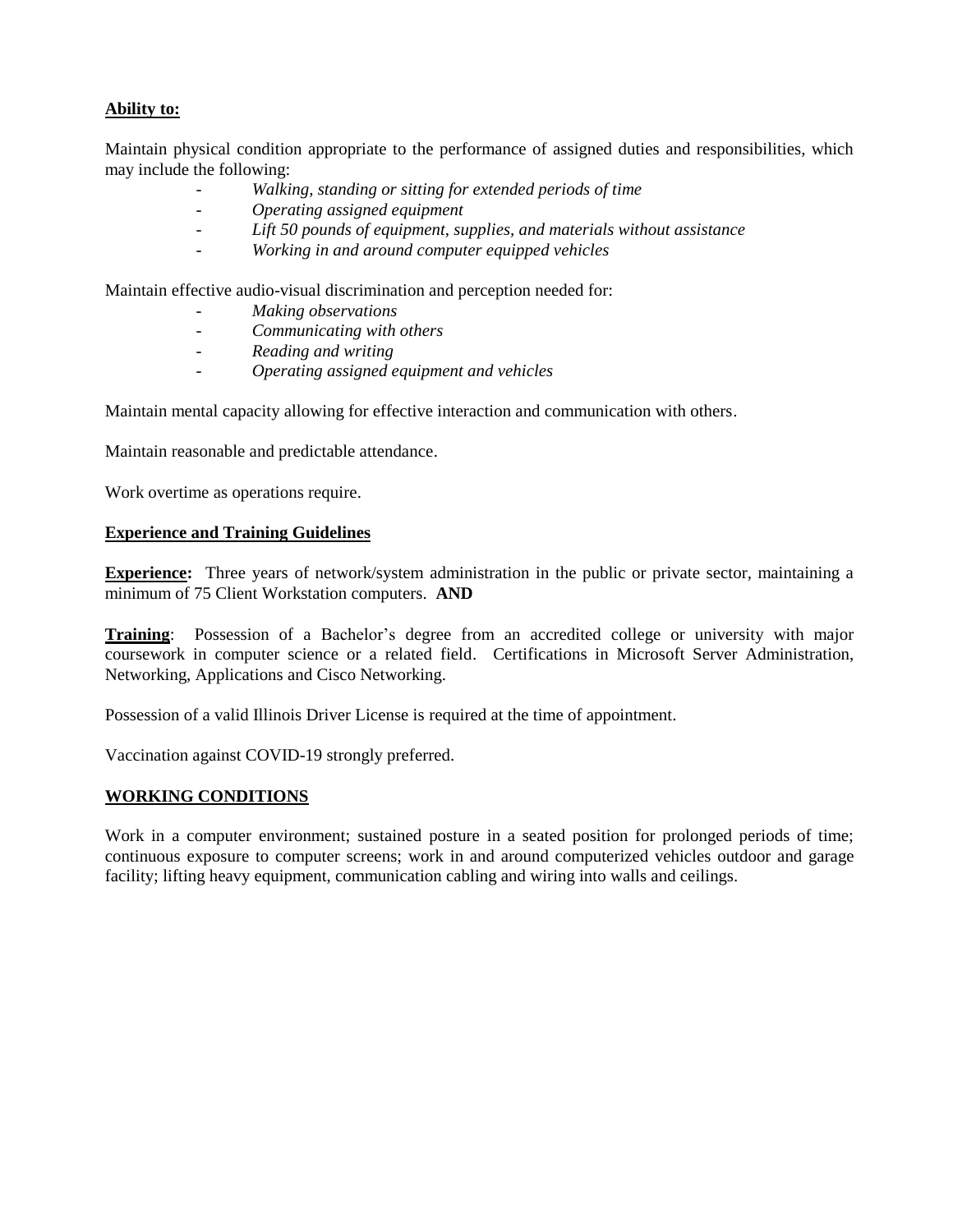**Ability to:**

Maintain physical condition appropriate to the performance of assigned duties and responsibilities, which may include the following:

- *Walking, standing or sitting for extended periods of time*
- *Operating assigned equipment*
- *Lift 50 pounds of equipment, supplies, and materials without assistance*
- *Working in and around computer equipped vehicles*

Maintain effective audio-visual discrimination and perception needed for:

- *Making observations*
- *Communicating with others*
- *Reading and writing*
- *Operating assigned equipment and vehicles*

Maintain mental capacity allowing for effective interaction and communication with others.

Maintain reasonable and predictable attendance.

Work overtime as operations require.

**Experience and Training Guidelines**

**Experience:** Three years of network/system administration in the public or private sector, maintaining a minimum of 75 Client Workstation computers. **AND**

**Training**: Possession of a Bachelor's degree from an accredited college or university with major coursework in computer science or a related field. Certifications in Microsoft Server Administration, Networking, Applications and Cisco Networking.

Possession of a valid Illinois Driver License is required at the time of appointment.

Vaccination against COVID-19 strongly preferred.

**WORKING CONDITIONS**

Work in a computer environment; sustained posture in a seated position for prolonged periods of time; continuous exposure to computer screens; work in and around computerized vehicles outdoor and garage facility; lifting heavy equipment, communication cabling and wiring into walls and ceilings.